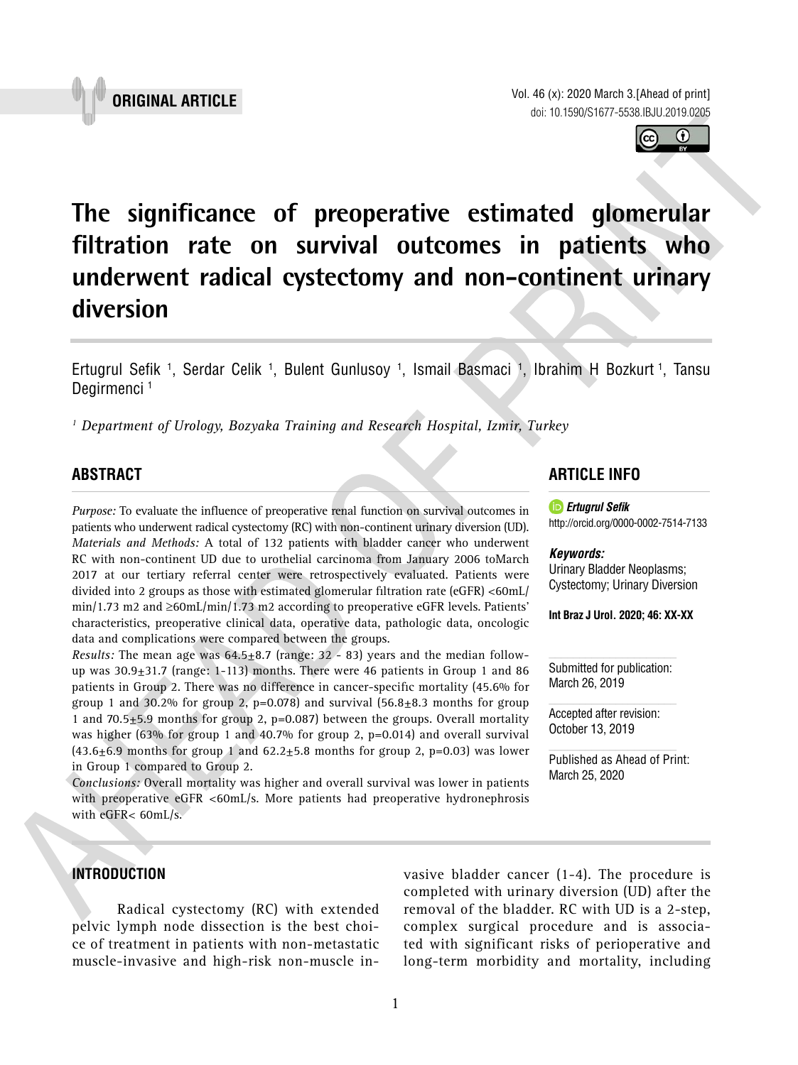ORIGINAL ARTICLE

doi: 10.1590/S1677-5538.IBJU.2019.0205

# The significance of preoperative estimated glomerular filtration rate on survival outcomes in patients who underwent radical cystectomy and non-continent urinary diversion

Ertugrul Sefik [1], Serdar Celik [1], Bulent Gunlusoy [1], Ismail Basmaci [1], Ibrahim H Bozkurt [1], Tansu Degirmenci [1]

*[1] Department of Urology, Bozyaka Training and Research Hospital, Izmir, Turkey*

## ABSTRACT

*Purpose:* To evaluate the influence of preoperative renal function on survival outcomes in patients who underwent radical cystectomy (RC) with non-continent urinary diversion (UD).

*Materials and Methods:* A total of 132 patients with bladder cancer who underwent RC with non-continent UD due to urothelial carcinoma from January 2006 toMarch 2017 at our tertiary referral center were retrospectively evaluated. Patients were divided into 2 groups as those with estimated glomerular filtration rate (eGFR) <60mL/min/1.73 m2 and ≥60mL/min/1.73 m2 according to preoperative eGFR levels. Patients' characteristics, preoperative clinical data, operative data, pathologic data, oncologic data and complications were compared between the groups.

*Results:* The mean age was 64.5±8.7 (range: 32 - 83) years and the median follow-up was 30.9±31.7 (range: 1-113) months. There were 46 patients in Group 1 and 86 patients in Group 2. There was no difference in cancer-specific mortality (45.6% for group 1 and 30.2% for group 2, p=0.078) and survival (56.8±8.3 months for group 1 and 70.5±5.9 months for group 2, p=0.087) between the groups. Overall mortality was higher (63% for group 1 and 40.7% for group 2, p=0.014) and overall survival (43.6±6.9 months for group 1 and 62.2±5.8 months for group 2, p=0.03) was lower in Group 1 compared to Group 2.

*Conclusions:* Overall mortality was higher and overall survival was lower in patients with preoperative eGFR <60mL/s. More patients had preoperative hydronephrosis with eGFR< 60mL/s.

## ARTICLE INFO

***Ertugrul Sefik***
http://orcid.org/0000-0002-7514-7133

***Keywords:***
Urinary Bladder Neoplasms; Cystectomy; Urinary Diversion

**Int Braz J Urol. 2020; 46: XX-XX**

Submitted for publication: March 26, 2019

Accepted after revision: October 13, 2019

Published as Ahead of Print: March 25, 2020

## INTRODUCTION

Radical cystectomy (RC) with extended pelvic lymph node dissection is the best choice of treatment in patients with non-metastatic muscle-invasive and high-risk non-muscle invasive bladder cancer (1-4). The procedure is completed with urinary diversion (UD) after the removal of the bladder. RC with UD is a 2-step, complex surgical procedure and is associated with significant risks of perioperative and long-term morbidity and mortality, including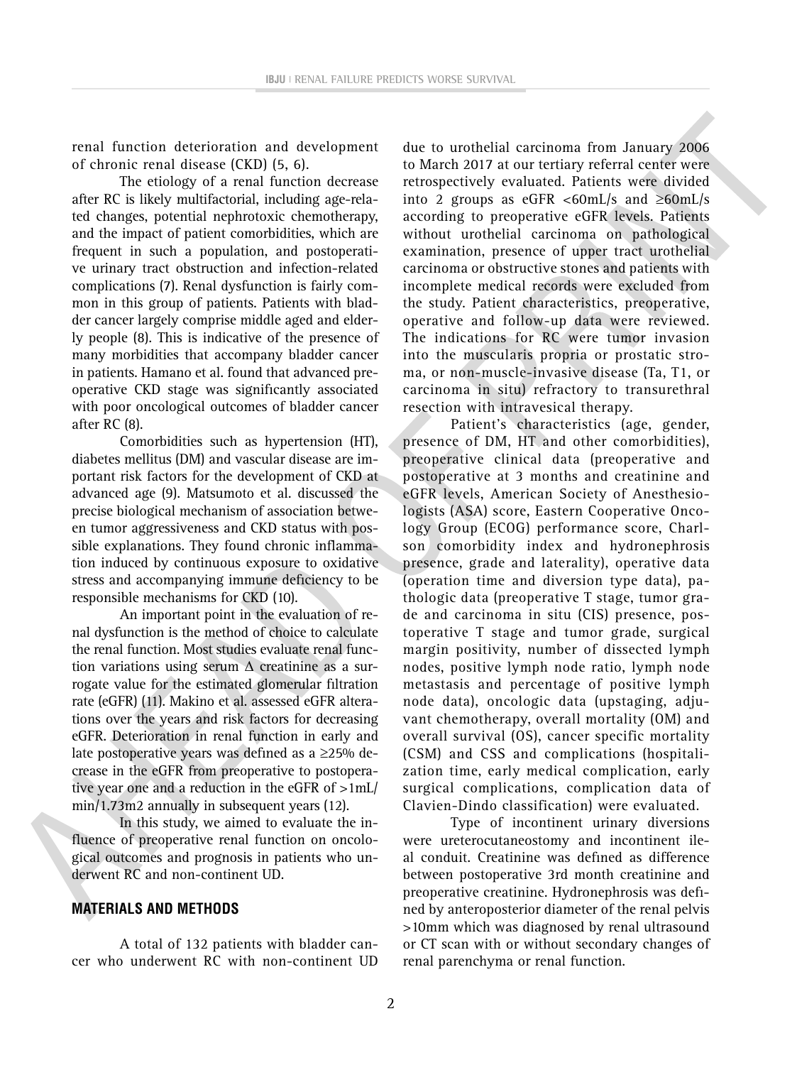renal function deterioration and development of chronic renal disease (CKD) (5, 6).

The etiology of a renal function decrease after RC is likely multifactorial, including age-related changes, potential nephrotoxic chemotherapy, and the impact of patient comorbidities, which are frequent in such a population, and postoperative urinary tract obstruction and infection-related complications (7). Renal dysfunction is fairly common in this group of patients. Patients with bladder cancer largely comprise middle aged and elderly people (8). This is indicative of the presence of many morbidities that accompany bladder cancer in patients. Hamano et al. found that advanced preoperative CKD stage was significantly associated with poor oncological outcomes of bladder cancer after RC (8).

Comorbidities such as hypertension (HT), diabetes mellitus (DM) and vascular disease are important risk factors for the development of CKD at advanced age (9). Matsumoto et al. discussed the precise biological mechanism of association between tumor aggressiveness and CKD status with possible explanations. They found chronic inflammation induced by continuous exposure to oxidative stress and accompanying immune deficiency to be responsible mechanisms for CKD (10).

An important point in the evaluation of renal dysfunction is the method of choice to calculate the renal function. Most studies evaluate renal function variations using serum Δ creatinine as a surrogate value for the estimated glomerular filtration rate (eGFR) (11). Makino et al. assessed eGFR alterations over the years and risk factors for decreasing eGFR. Deterioration in renal function in early and late postoperative years was defined as a ≥25% decrease in the eGFR from preoperative to postoperative year one and a reduction in the eGFR of >1mL/min/1.73m2 annually in subsequent years (12).

In this study, we aimed to evaluate the influence of preoperative renal function on oncological outcomes and prognosis in patients who underwent RC and non-continent UD.

## MATERIALS AND METHODS

A total of 132 patients with bladder cancer who underwent RC with non-continent UD due to urothelial carcinoma from January 2006 to March 2017 at our tertiary referral center were retrospectively evaluated. Patients were divided into 2 groups as eGFR <60mL/s and ≥60mL/s according to preoperative eGFR levels. Patients without urothelial carcinoma on pathological examination, presence of upper tract urothelial carcinoma or obstructive stones and patients with incomplete medical records were excluded from the study. Patient characteristics, preoperative, operative and follow-up data were reviewed. The indications for RC were tumor invasion into the muscularis propria or prostatic stroma, or non-muscle-invasive disease (Ta, T1, or carcinoma in situ) refractory to transurethral resection with intravesical therapy.

Patient's characteristics (age, gender, presence of DM, HT and other comorbidities), preoperative clinical data (preoperative and postoperative at 3 months and creatinine and eGFR levels, American Society of Anesthesiologists (ASA) score, Eastern Cooperative Oncology Group (ECOG) performance score, Charlson comorbidity index and hydronephrosis presence, grade and laterality), operative data (operation time and diversion type data), pathologic data (preoperative T stage, tumor grade and carcinoma in situ (CIS) presence, postoperative T stage and tumor grade, surgical margin positivity, number of dissected lymph nodes, positive lymph node ratio, lymph node metastasis and percentage of positive lymph node data), oncologic data (upstaging, adjuvant chemotherapy, overall mortality (OM) and overall survival (OS), cancer specific mortality (CSM) and CSS and complications (hospitalization time, early medical complication, early surgical complications, complication data of Clavien-Dindo classification) were evaluated.

Type of incontinent urinary diversions were ureterocutaneostomy and incontinent ileal conduit. Creatinine was defined as difference between postoperative 3rd month creatinine and preoperative creatinine. Hydronephrosis was defined by anteroposterior diameter of the renal pelvis >10mm which was diagnosed by renal ultrasound or CT scan with or without secondary changes of renal parenchyma or renal function.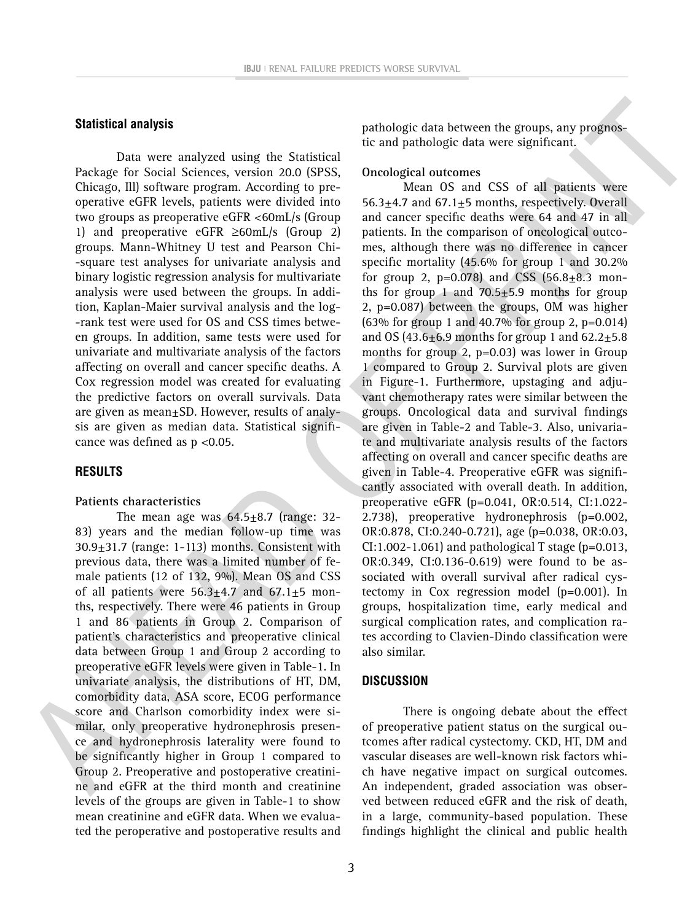## Statistical analysis

Data were analyzed using the Statistical Package for Social Sciences, version 20.0 (SPSS, Chicago, Ill) software program. According to preoperative eGFR levels, patients were divided into two groups as preoperative eGFR <60mL/s (Group 1) and preoperative eGFR ≥60mL/s (Group 2) groups. Mann-Whitney U test and Pearson Chi-square test analyses for univariate analysis and binary logistic regression analysis for multivariate analysis were used between the groups. In addition, Kaplan-Maier survival analysis and the log-rank test were used for OS and CSS times between groups. In addition, same tests were used for univariate and multivariate analysis of the factors affecting on overall and cancer specific deaths. A Cox regression model was created for evaluating the predictive factors on overall survivals. Data are given as mean±SD. However, results of analysis are given as median data. Statistical significance was defined as p <0.05.

## RESULTS

**Patients characteristics**

The mean age was 64.5±8.7 (range: 32-83) years and the median follow-up time was 30.9±31.7 (range: 1-113) months. Consistent with previous data, there was a limited number of female patients (12 of 132, 9%). Mean OS and CSS of all patients were 56.3±4.7 and 67.1±5 months, respectively. There were 46 patients in Group 1 and 86 patients in Group 2. Comparison of patient's characteristics and preoperative clinical data between Group 1 and Group 2 according to preoperative eGFR levels were given in Table-1. In univariate analysis, the distributions of HT, DM, comorbidity data, ASA score, ECOG performance score and Charlson comorbidity index were similar, only preoperative hydronephrosis presence and hydronephrosis laterality were found to be significantly higher in Group 1 compared to Group 2. Preoperative and postoperative creatinine and eGFR at the third month and creatinine levels of the groups are given in Table-1 to show mean creatinine and eGFR data. When we evaluated the peroperative and postoperative results and pathologic data between the groups, any prognostic and pathologic data were significant.

**Oncological outcomes**

Mean OS and CSS of all patients were 56.3±4.7 and 67.1±5 months, respectively. Overall and cancer specific deaths were 64 and 47 in all patients. In the comparison of oncological outcomes, although there was no difference in cancer specific mortality (45.6% for group 1 and 30.2% for group 2, p=0.078) and CSS (56.8±8.3 months for group 1 and 70.5±5.9 months for group 2, p=0.087) between the groups, OM was higher (63% for group 1 and 40.7% for group 2, p=0.014) and OS (43.6±6.9 months for group 1 and 62.2±5.8 months for group 2, p=0.03) was lower in Group 1 compared to Group 2. Survival plots are given in Figure-1. Furthermore, upstaging and adjuvant chemotherapy rates were similar between the groups. Oncological data and survival findings are given in Table-2 and Table-3. Also, univariate and multivariate analysis results of the factors affecting on overall and cancer specific deaths are given in Table-4. Preoperative eGFR was significantly associated with overall death. In addition, preoperative eGFR (p=0.041, OR:0.514, CI:1.022-2.738), preoperative hydronephrosis (p=0.002, OR:0.878, CI:0.240-0.721), age (p=0.038, OR:0.03, CI:1.002-1.061) and pathological T stage (p=0.013, OR:0.349, CI:0.136-0.619) were found to be associated with overall survival after radical cystectomy in Cox regression model (p=0.001). In groups, hospitalization time, early medical and surgical complication rates, and complication rates according to Clavien-Dindo classification were also similar.

## DISCUSSION

There is ongoing debate about the effect of preoperative patient status on the surgical outcomes after radical cystectomy. CKD, HT, DM and vascular diseases are well-known risk factors which have negative impact on surgical outcomes. An independent, graded association was observed between reduced eGFR and the risk of death, in a large, community-based population. These findings highlight the clinical and public health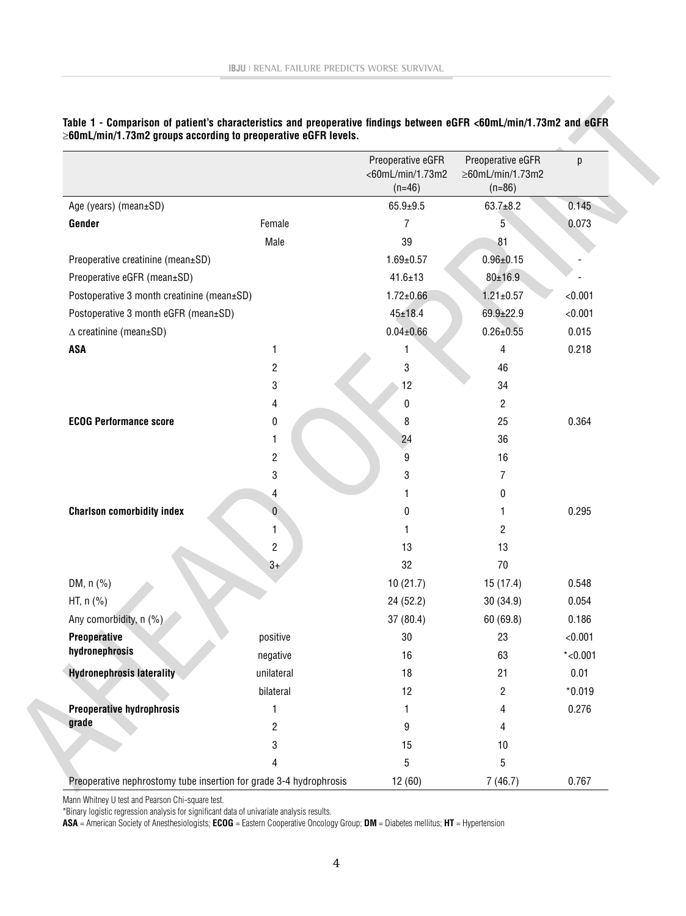**Table 1 - Comparison of patient's characteristics and preoperative findings between eGFR <60mL/min/1.73m2 and eGFR ≥60mL/min/1.73m2 groups according to preoperative eGFR levels.**

| | | Preoperative eGFR <60mL/min/1.73m2 (n=46) | Preoperative eGFR ≥60mL/min/1.73m2 (n=86) | p |
|---|---|---|---|---|
| Age (years) (mean±SD) | | 65.9±9.5 | 63.7±8.2 | 0.145 |
| **Gender** | Female | 7 | 5 | 0.073 |
| | Male | 39 | 81 | |
| Preoperative creatinine (mean±SD) | | 1.69±0.57 | 0.96±0.15 | - |
| Preoperative eGFR (mean±SD) | | 41.6±13 | 80±16.9 | - |
| Postoperative 3 month creatinine (mean±SD) | | 1.72±0.66 | 1.21±0.57 | <0.001 |
| Postoperative 3 month eGFR (mean±SD) | | 45±18.4 | 69.9±22.9 | <0.001 |
| ∆ creatinine (mean±SD) | | 0.04±0.66 | 0.26±0.55 | 0.015 |
| **ASA** | 1 | 1 | 4 | 0.218 |
| | 2 | 3 | 46 | |
| | 3 | 12 | 34 | |
| | 4 | 0 | 2 | |
| **ECOG Performance score** | 0 | 8 | 25 | 0.364 |
| | 1 | 24 | 36 | |
| | 2 | 9 | 16 | |
| | 3 | 3 | 7 | |
| | 4 | 1 | 0 | |
| **Charlson comorbidity index** | 0 | 0 | 1 | 0.295 |
| | 1 | 1 | 2 | |
| | 2 | 13 | 13 | |
| | 3+ | 32 | 70 | |
| DM, n (%) | | 10 (21.7) | 15 (17.4) | 0.548 |
| HT, n (%) | | 24 (52.2) | 30 (34.9) | 0.054 |
| Any comorbidity, n (%) | | 37 (80.4) | 60 (69.8) | 0.186 |
| **Preoperative hydronephrosis** | positive | 30 | 23 | <0.001 |
| | negative | 16 | 63 | *<0.001 |
| **Hydronephrosis laterality** | unilateral | 18 | 21 | 0.01 |
| | bilateral | 12 | 2 | *0.019 |
| **Preoperative hydrophrosis grade** | 1 | 1 | 4 | 0.276 |
| | 2 | 9 | 4 | |
| | 3 | 15 | 10 | |
| | 4 | 5 | 5 | |
| Preoperative nephrostomy tube insertion for grade 3-4 hydrophrosis | | 12 (60) | 7 (46.7) | 0.767 |

Mann Whitney U test and Pearson Chi-square test.

*Binary logistic regression analysis for significant data of univariate analysis results.

**ASA** = American Society of Anesthesiologists; **ECOG** = Eastern Cooperative Oncology Group; **DM** = Diabetes mellitus; **HT** = Hypertension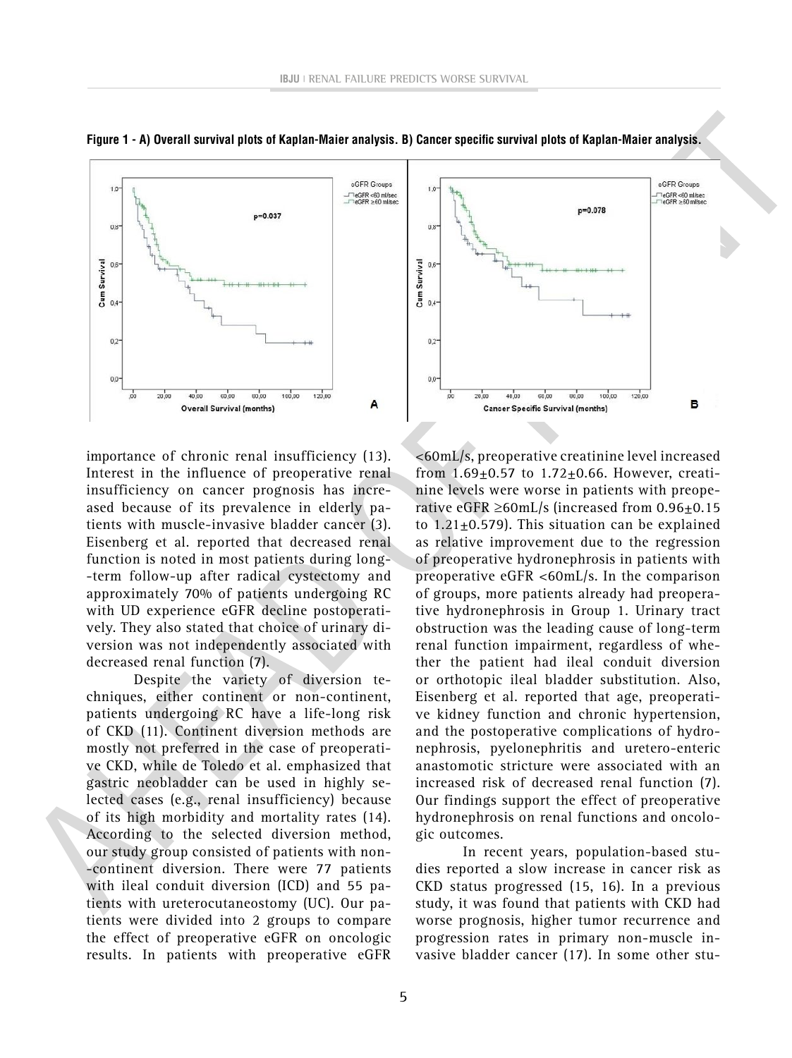**Figure 1 - A) Overall survival plots of Kaplan-Maier analysis. B) Cancer specific survival plots of Kaplan-Maier analysis.**

importance of chronic renal insufficiency (13). Interest in the influence of preoperative renal insufficiency on cancer prognosis has increased because of its prevalence in elderly patients with muscle-invasive bladder cancer (3). Eisenberg et al. reported that decreased renal function is noted in most patients during long-term follow-up after radical cystectomy and approximately 70% of patients undergoing RC with UD experience eGFR decline postoperatively. They also stated that choice of urinary diversion was not independently associated with decreased renal function (7).

Despite the variety of diversion techniques, either continent or non-continent, patients undergoing RC have a life-long risk of CKD (11). Continent diversion methods are mostly not preferred in the case of preoperative CKD, while de Toledo et al. emphasized that gastric neobladder can be used in highly selected cases (e.g., renal insufficiency) because of its high morbidity and mortality rates (14). According to the selected diversion method, our study group consisted of patients with non-continent diversion. There were 77 patients with ileal conduit diversion (ICD) and 55 patients with ureterocutaneostomy (UC). Our patients were divided into 2 groups to compare the effect of preoperative eGFR on oncologic results. In patients with preoperative eGFR <60mL/s, preoperative creatinine level increased from $1.69 \pm 0.57$ to $1.72 \pm 0.66$. However, creatinine levels were worse in patients with preoperative eGFR $\geq$60mL/s (increased from $0.96 \pm 0.15$ to $1.21 \pm 0.579$). This situation can be explained as relative improvement due to the regression of preoperative hydronephrosis in patients with preoperative eGFR <60mL/s. In the comparison of groups, more patients already had preoperative hydronephrosis in Group 1. Urinary tract obstruction was the leading cause of long-term renal function impairment, regardless of whether the patient had ileal conduit diversion or orthotopic ileal bladder substitution. Also, Eisenberg et al. reported that age, preoperative kidney function and chronic hypertension, and the postoperative complications of hydronephrosis, pyelonephritis and uretero-enteric anastomotic stricture were associated with an increased risk of decreased renal function (7). Our findings support the effect of preoperative hydronephrosis on renal functions and oncologic outcomes.

In recent years, population-based studies reported a slow increase in cancer risk as CKD status progressed (15, 16). In a previous study, it was found that patients with CKD had worse prognosis, higher tumor recurrence and progression rates in primary non-muscle invasive bladder cancer (17). In some other stu-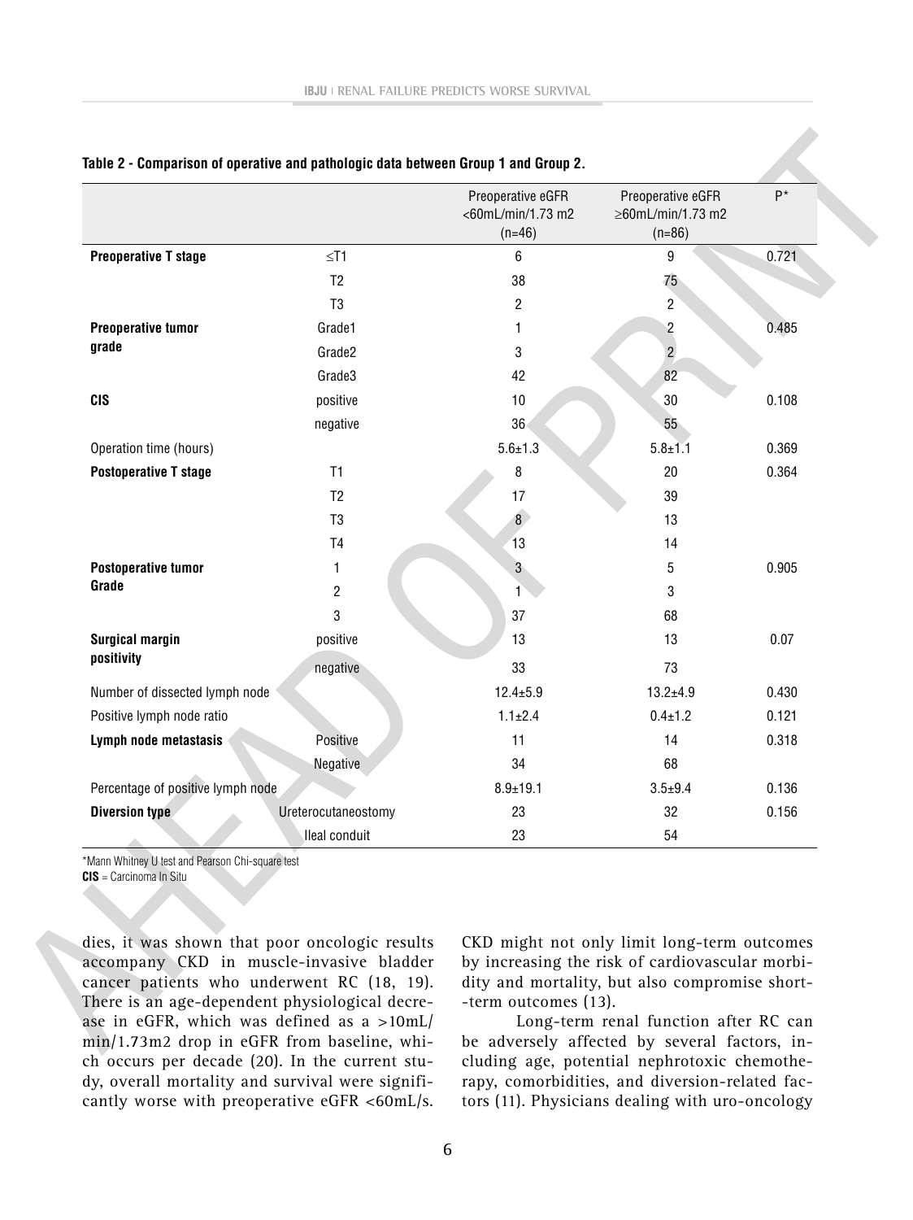**Table 2 - Comparison of operative and pathologic data between Group 1 and Group 2.**

| | | Preoperative eGFR <60mL/min/1.73 m2 (n=46) | Preoperative eGFR ≥60mL/min/1.73 m2 (n=86) | P* |
|---|---|---|---|---|
| **Preoperative T stage** | ≤T1 | 6 | 9 | 0.721 |
| | T2 | 38 | 75 | |
| | T3 | 2 | 2 | |
| **Preoperative tumor grade** | Grade1 | 1 | 2 | 0.485 |
| | Grade2 | 3 | 2 | |
| | Grade3 | 42 | 82 | |
| **CIS** | positive | 10 | 30 | 0.108 |
| | negative | 36 | 55 | |
| Operation time (hours) | | 5.6±1.3 | 5.8±1.1 | 0.369 |
| **Postoperative T stage** | T1 | 8 | 20 | 0.364 |
| | T2 | 17 | 39 | |
| | T3 | 8 | 13 | |
| | T4 | 13 | 14 | |
| **Postoperative tumor Grade** | 1 | 3 | 5 | 0.905 |
| | 2 | 1 | 3 | |
| | 3 | 37 | 68 | |
| **Surgical margin positivity** | positive | 13 | 13 | 0.07 |
| | negative | 33 | 73 | |
| Number of dissected lymph node | | 12.4±5.9 | 13.2±4.9 | 0.430 |
| Positive lymph node ratio | | 1.1±2.4 | 0.4±1.2 | 0.121 |
| **Lymph node metastasis** | Positive | 11 | 14 | 0.318 |
| | Negative | 34 | 68 | |
| Percentage of positive lymph node | | 8.9±19.1 | 3.5±9.4 | 0.136 |
| **Diversion type** | Ureterocutaneostomy | 23 | 32 | 0.156 |
| | Ileal conduit | 23 | 54 | |

*Mann Whitney U test and Pearson Chi-square test
**CIS** = Carcinoma In Situ

dies, it was shown that poor oncologic results accompany CKD in muscle-invasive bladder cancer patients who underwent RC (18, 19). There is an age-dependent physiological decrease in eGFR, which was defined as a >10mL/min/1.73m2 drop in eGFR from baseline, which occurs per decade (20). In the current study, overall mortality and survival were significantly worse with preoperative eGFR <60mL/s. CKD might not only limit long-term outcomes by increasing the risk of cardiovascular morbidity and mortality, but also compromise short-term outcomes (13).

Long-term renal function after RC can be adversely affected by several factors, including age, potential nephrotoxic chemotherapy, comorbidities, and diversion-related factors (11). Physicians dealing with uro-oncology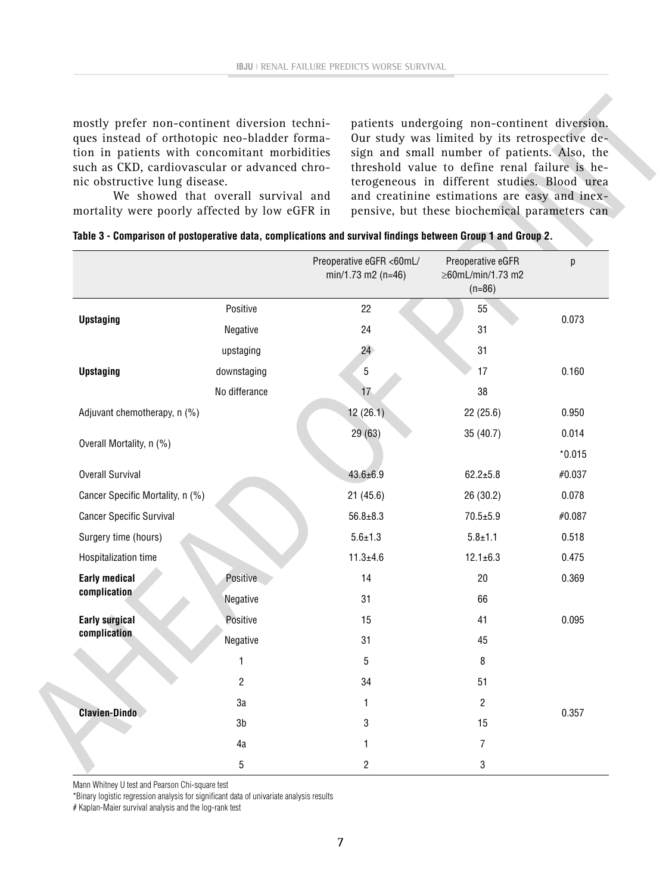mostly prefer non-continent diversion techniques instead of orthotopic neo-bladder formation in patients with concomitant morbidities such as CKD, cardiovascular or advanced chronic obstructive lung disease.

We showed that overall survival and mortality were poorly affected by low eGFR in patients undergoing non-continent diversion. Our study was limited by its retrospective design and small number of patients. Also, the threshold value to define renal failure is heterogeneous in different studies. Blood urea and creatinine estimations are easy and inexpensive, but these biochemical parameters can

**Table 3 - Comparison of postoperative data, complications and survival findings between Group 1 and Group 2.**

| | | Preoperative eGFR <60mL/min/1.73 m2 (n=46) | Preoperative eGFR ≥60mL/min/1.73 m2 (n=86) | p |
|---|---|---|---|---|
| **Upstaging** | Positive | 22 | 55 | 0.073 |
| | Negative | 24 | 31 | |
| **Upstaging** | upstaging | 24 | 31 | 0.160 |
| | downstaging | 5 | 17 | |
| | No differance | 17 | 38 | |
| Adjuvant chemotherapy, n (%) | | 12 (26.1) | 22 (25.6) | 0.950 |
| Overall Mortality, n (%) | | 29 (63) | 35 (40.7) | 0.014<br>*0.015 |
| Overall Survival | | 43.6±6.9 | 62.2±5.8 | #0.037 |
| Cancer Specific Mortality, n (%) | | 21 (45.6) | 26 (30.2) | 0.078 |
| Cancer Specific Survival | | 56.8±8.3 | 70.5±5.9 | #0.087 |
| Surgery time (hours) | | 5.6±1.3 | 5.8±1.1 | 0.518 |
| Hospitalization time | | 11.3±4.6 | 12.1±6.3 | 0.475 |
| **Early medical complication** | Positive | 14 | 20 | 0.369 |
| | Negative | 31 | 66 | |
| **Early surgical complication** | Positive | 15 | 41 | 0.095 |
| | Negative | 31 | 45 | |
| **Clavien-Dindo** | 1 | 5 | 8 | 0.357 |
| | 2 | 34 | 51 | |
| | 3a | 1 | 2 | |
| | 3b | 3 | 15 | |
| | 4a | 1 | 7 | |
| | 5 | 2 | 3 | |

Mann Whitney U test and Pearson Chi-square test

*Binary logistic regression analysis for significant data of univariate analysis results

# Kaplan-Maier survival analysis and the log-rank test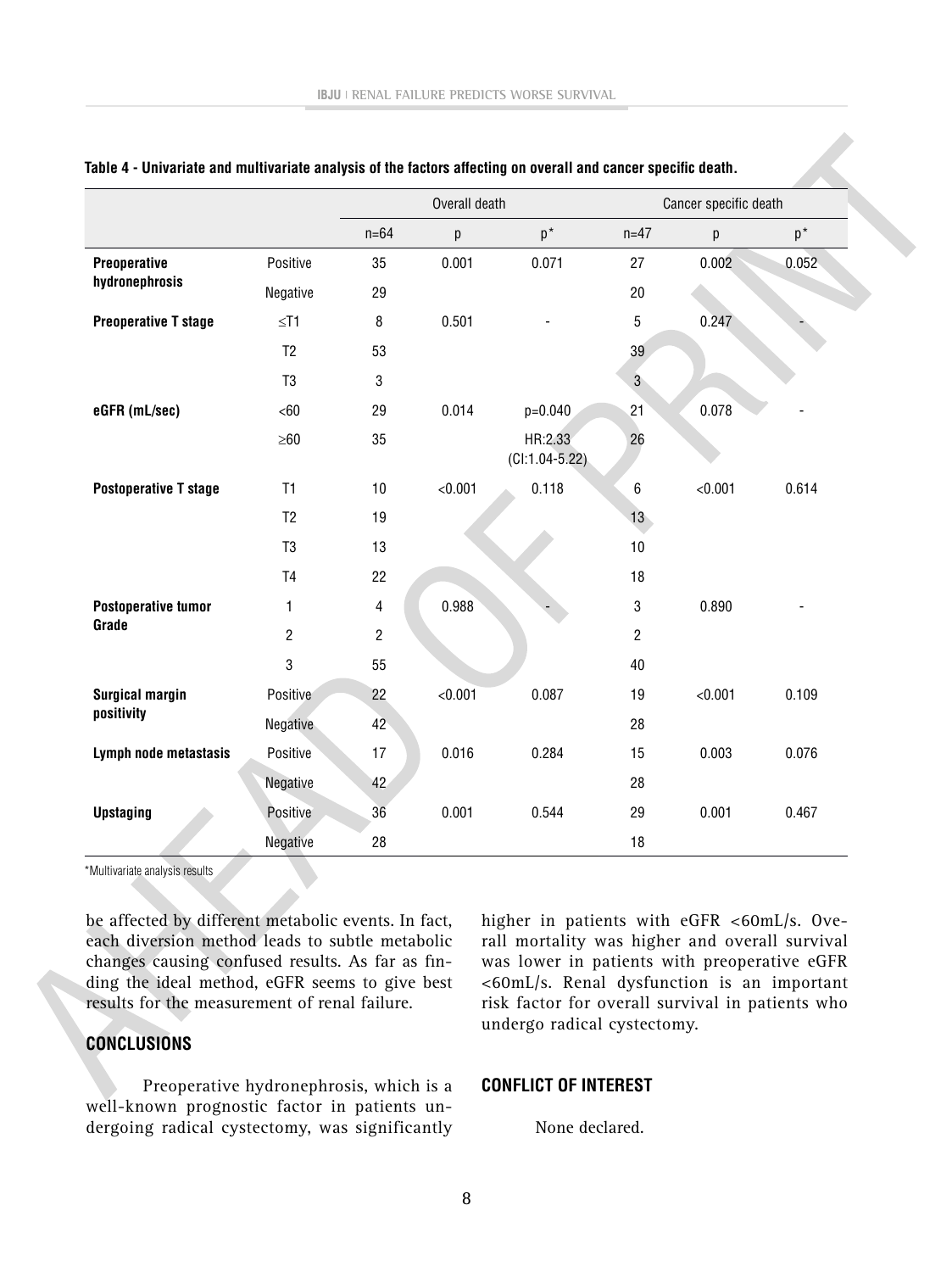**Table 4 - Univariate and multivariate analysis of the factors affecting on overall and cancer specific death.**

| | | Overall death | | | Cancer specific death | | |
|---|---|---|---|---|---|---|---|
| | | n=64 | p | p* | n=47 | p | p* |
| **Preoperative hydronephrosis** | Positive | 35 | 0.001 | 0.071 | 27 | 0.002 | 0.052 |
| | Negative | 29 | | | 20 | | |
| **Preoperative T stage** | ≤T1 | 8 | 0.501 | - | 5 | 0.247 | - |
| | T2 | 53 | | | 39 | | |
| | T3 | 3 | | | 3 | | |
| **eGFR (mL/sec)** | <60 | 29 | 0.014 | p=0.040 | 21 | 0.078 | - |
| | ≥60 | 35 | | HR:2.33 (CI:1.04-5.22) | 26 | | |
| **Postoperative T stage** | T1 | 10 | <0.001 | 0.118 | 6 | <0.001 | 0.614 |
| | T2 | 19 | | | 13 | | |
| | T3 | 13 | | | 10 | | |
| | T4 | 22 | | | 18 | | |
| **Postoperative tumor Grade** | 1 | 4 | 0.988 | - | 3 | 0.890 | - |
| | 2 | 2 | | | 2 | | |
| | 3 | 55 | | | 40 | | |
| **Surgical margin positivity** | Positive | 22 | <0.001 | 0.087 | 19 | <0.001 | 0.109 |
| | Negative | 42 | | | 28 | | |
| **Lymph node metastasis** | Positive | 17 | 0.016 | 0.284 | 15 | 0.003 | 0.076 |
| | Negative | 42 | | | 28 | | |
| **Upstaging** | Positive | 36 | 0.001 | 0.544 | 29 | 0.001 | 0.467 |
| | Negative | 28 | | | 18 | | |

*Multivariate analysis results

be affected by different metabolic events. In fact, each diversion method leads to subtle metabolic changes causing confused results. As far as finding the ideal method, eGFR seems to give best results for the measurement of renal failure.

## CONCLUSIONS

Preoperative hydronephrosis, which is a well-known prognostic factor in patients undergoing radical cystectomy, was significantly higher in patients with eGFR <60mL/s. Overall mortality was higher and overall survival was lower in patients with preoperative eGFR <60mL/s. Renal dysfunction is an important risk factor for overall survival in patients who undergo radical cystectomy.

## CONFLICT OF INTEREST

None declared.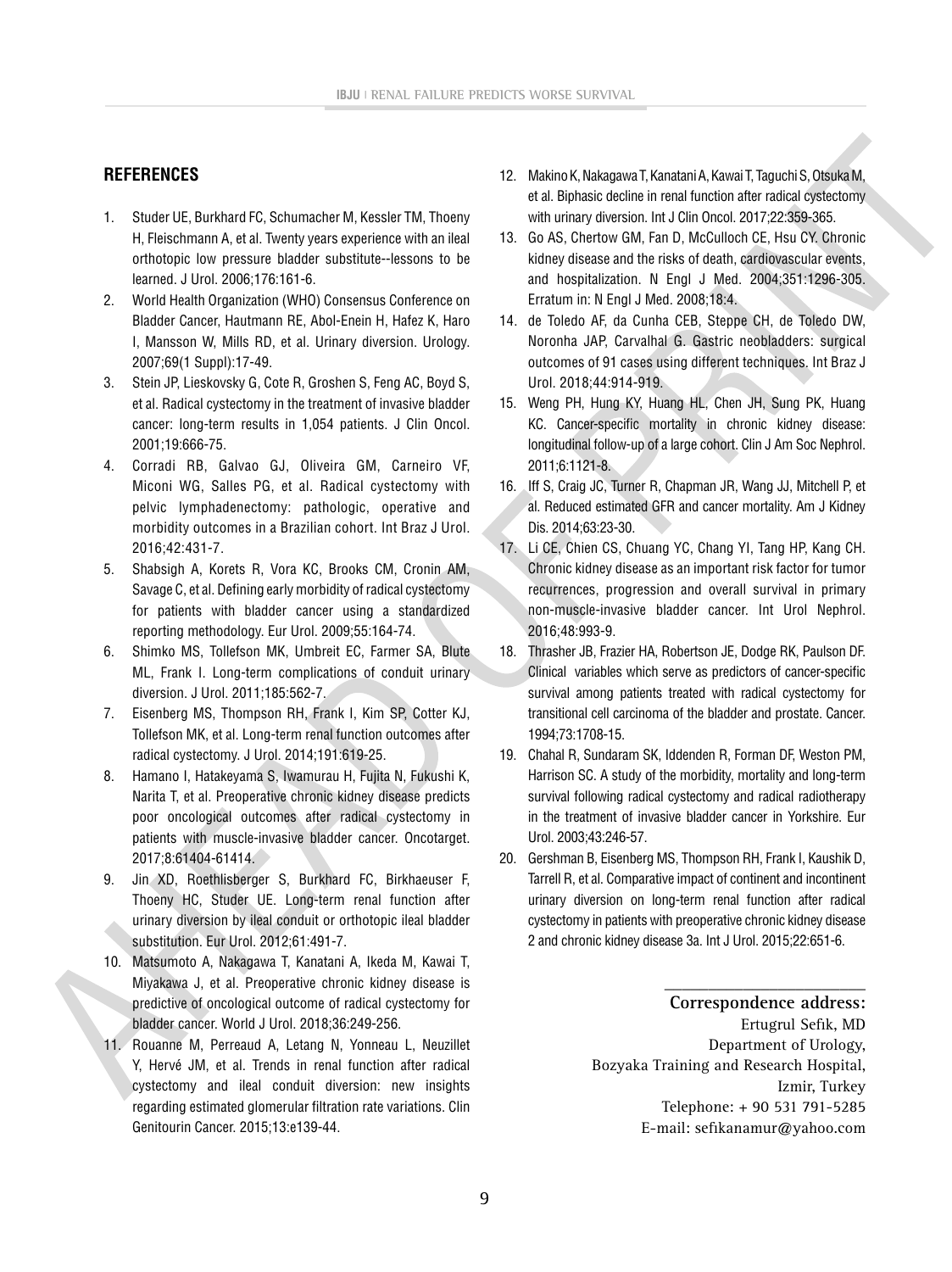## REFERENCES

1. Studer UE, Burkhard FC, Schumacher M, Kessler TM, Thoeny H, Fleischmann A, et al. Twenty years experience with an ileal orthotopic low pressure bladder substitute--lessons to be learned. J Urol. 2006;176:161-6.
2. World Health Organization (WHO) Consensus Conference on Bladder Cancer, Hautmann RE, Abol-Enein H, Hafez K, Haro I, Mansson W, Mills RD, et al. Urinary diversion. Urology. 2007;69(1 Suppl):17-49.
3. Stein JP, Lieskovsky G, Cote R, Groshen S, Feng AC, Boyd S, et al. Radical cystectomy in the treatment of invasive bladder cancer: long-term results in 1,054 patients. J Clin Oncol. 2001;19:666-75.
4. Corradi RB, Galvao GJ, Oliveira GM, Carneiro VF, Miconi WG, Salles PG, et al. Radical cystectomy with pelvic lymphadenectomy: pathologic, operative and morbidity outcomes in a Brazilian cohort. Int Braz J Urol. 2016;42:431-7.
5. Shabsigh A, Korets R, Vora KC, Brooks CM, Cronin AM, Savage C, et al. Defining early morbidity of radical cystectomy for patients with bladder cancer using a standardized reporting methodology. Eur Urol. 2009;55:164-74.
6. Shimko MS, Tollefson MK, Umbreit EC, Farmer SA, Blute ML, Frank I. Long-term complications of conduit urinary diversion. J Urol. 2011;185:562-7.
7. Eisenberg MS, Thompson RH, Frank I, Kim SP, Cotter KJ, Tollefson MK, et al. Long-term renal function outcomes after radical cystectomy. J Urol. 2014;191:619-25.
8. Hamano I, Hatakeyama S, Iwamurau H, Fujita N, Fukushi K, Narita T, et al. Preoperative chronic kidney disease predicts poor oncological outcomes after radical cystectomy in patients with muscle-invasive bladder cancer. Oncotarget. 2017;8:61404-61414.
9. Jin XD, Roethlisberger S, Burkhard FC, Birkhaeuser F, Thoeny HC, Studer UE. Long-term renal function after urinary diversion by ileal conduit or orthotopic ileal bladder substitution. Eur Urol. 2012;61:491-7.
10. Matsumoto A, Nakagawa T, Kanatani A, Ikeda M, Kawai T, Miyakawa J, et al. Preoperative chronic kidney disease is predictive of oncological outcome of radical cystectomy for bladder cancer. World J Urol. 2018;36:249-256.
11. Rouanne M, Perreaud A, Letang N, Yonneau L, Neuzillet Y, Hervé JM, et al. Trends in renal function after radical cystectomy and ileal conduit diversion: new insights regarding estimated glomerular filtration rate variations. Clin Genitourin Cancer. 2015;13:e139-44.
12. Makino K, Nakagawa T, Kanatani A, Kawai T, Taguchi S, Otsuka M, et al. Biphasic decline in renal function after radical cystectomy with urinary diversion. Int J Clin Oncol. 2017;22:359-365.
13. Go AS, Chertow GM, Fan D, McCulloch CE, Hsu CY. Chronic kidney disease and the risks of death, cardiovascular events, and hospitalization. N Engl J Med. 2004;351:1296-305. Erratum in: N Engl J Med. 2008;18:4.
14. de Toledo AF, da Cunha CEB, Steppe CH, de Toledo DW, Noronha JAP, Carvalhal G. Gastric neobladders: surgical outcomes of 91 cases using different techniques. Int Braz J Urol. 2018;44:914-919.
15. Weng PH, Hung KY, Huang HL, Chen JH, Sung PK, Huang KC. Cancer-specific mortality in chronic kidney disease: longitudinal follow-up of a large cohort. Clin J Am Soc Nephrol. 2011;6:1121-8.
16. Iff S, Craig JC, Turner R, Chapman JR, Wang JJ, Mitchell P, et al. Reduced estimated GFR and cancer mortality. Am J Kidney Dis. 2014;63:23-30.
17. Li CE, Chien CS, Chuang YC, Chang YI, Tang HP, Kang CH. Chronic kidney disease as an important risk factor for tumor recurrences, progression and overall survival in primary non-muscle-invasive bladder cancer. Int Urol Nephrol. 2016;48:993-9.
18. Thrasher JB, Frazier HA, Robertson JE, Dodge RK, Paulson DF. Clinical variables which serve as predictors of cancer-specific survival among patients treated with radical cystectomy for transitional cell carcinoma of the bladder and prostate. Cancer. 1994;73:1708-15.
19. Chahal R, Sundaram SK, Iddenden R, Forman DF, Weston PM, Harrison SC. A study of the morbidity, mortality and long-term survival following radical cystectomy and radical radiotherapy in the treatment of invasive bladder cancer in Yorkshire. Eur Urol. 2003;43:246-57.
20. Gershman B, Eisenberg MS, Thompson RH, Frank I, Kaushik D, Tarrell R, et al. Comparative impact of continent and incontinent urinary diversion on long-term renal function after radical cystectomy in patients with preoperative chronic kidney disease 2 and chronic kidney disease 3a. Int J Urol. 2015;22:651-6.

**Correspondence address:**
Ertugrul Sefik, MD
Department of Urology,
Bozyaka Training and Research Hospital,
Izmir, Turkey
Telephone: + 90 531 791-5285
E-mail: sefikanamur@yahoo.com